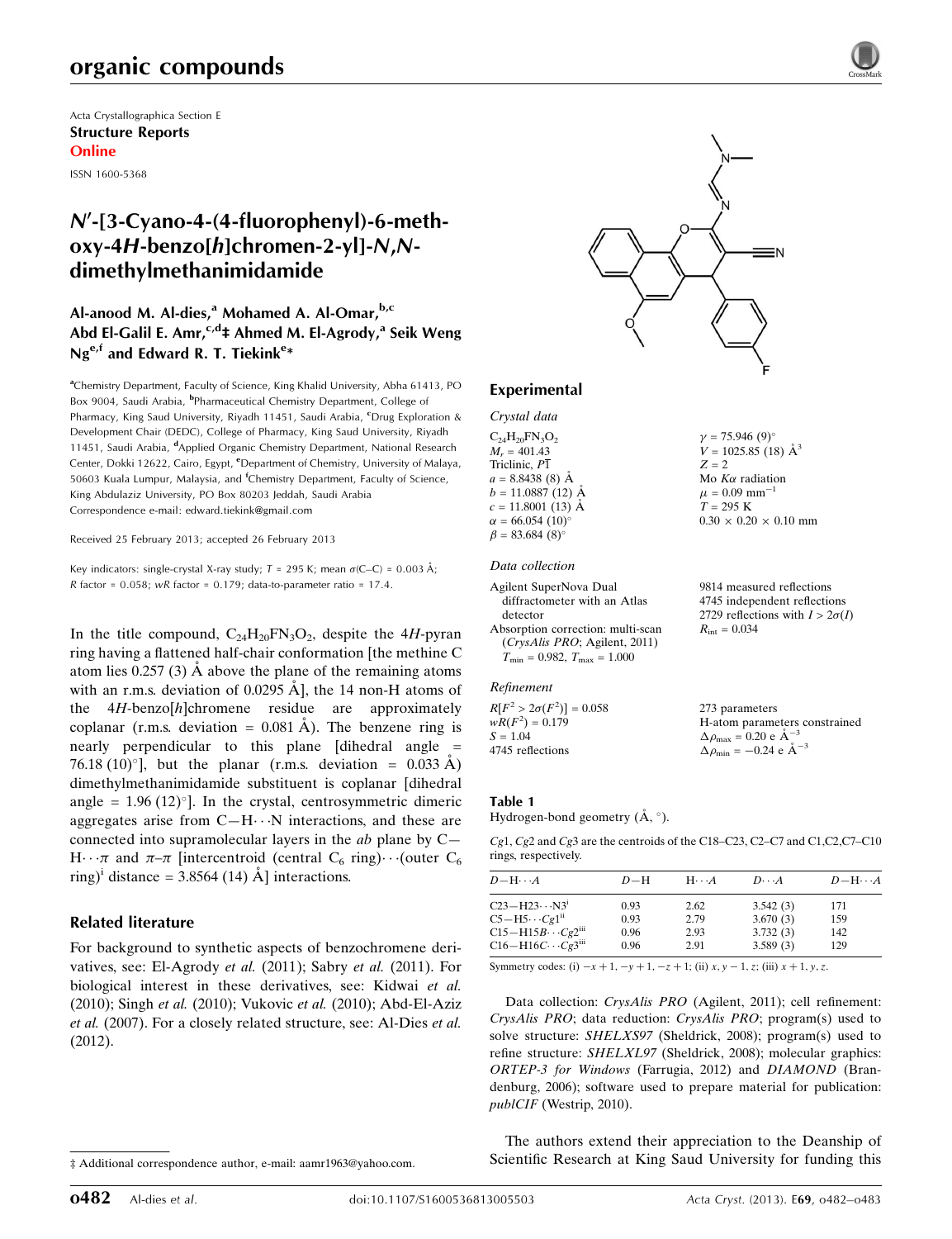Acta Crystallographica Section E

**Structure Reports Online**

ISSN 1600-5368

# N′-[3-Cyano-4-(4-fluorophenyl)-6-methoxy-4H-benzo[h]chromen-2-yl]-N,N-dimethylmethanimidamide

**Al-anood M. Al-dies,[a] Mohamed A. Al-Omar,[b,c] Abd El-Galil E. Amr,[c,d]‡ Ahmed M. El-Agrody,[a] Seik Weng Ng[e,f] and Edward R. T. Tiekink[e]***

[a]Chemistry Department, Faculty of Science, King Khalid University, Abha 61413, PO Box 9004, Saudi Arabia, [b]Pharmaceutical Chemistry Department, College of Pharmacy, King Saud University, Riyadh 11451, Saudi Arabia, [c]Drug Exploration & Development Chair (DEDC), College of Pharmacy, King Saud University, Riyadh 11451, Saudi Arabia, [d]Applied Organic Chemistry Department, National Research Center, Dokki 12622, Cairo, Egypt, [e]Department of Chemistry, University of Malaya, 50603 Kuala Lumpur, Malaysia, and [f]Chemistry Department, Faculty of Science, King Abdulaziz University, PO Box 80203 Jeddah, Saudi Arabia

Correspondence e-mail: edward.tiekink@gmail.com

Received 25 February 2013; accepted 26 February 2013

Key indicators: single-crystal X-ray study; $T$ = 295 K; mean $\sigma$(C–C) = 0.003 Å; $R$ factor = 0.058; $wR$ factor = 0.179; data-to-parameter ratio = 17.4.

In the title compound, $C_{24}H_{20}FN_3O_2$, despite the 4H-pyran ring having a flattened half-chair conformation [the methine C atom lies 0.257 (3) Å above the plane of the remaining atoms with an r.m.s. deviation of 0.0295 Å], the 14 non-H atoms of the 4H-benzo[h]chromene residue are approximately coplanar (r.m.s. deviation = 0.081 Å). The benzene ring is nearly perpendicular to this plane [dihedral angle = 76.18 (10)°], but the planar (r.m.s. deviation = 0.033 Å) dimethylmethanimidamide substituent is coplanar [dihedral angle = 1.96 (12)°]. In the crystal, centrosymmetric dimeric aggregates arise from C—H⋯N interactions, and these are connected into supramolecular layers in the ab plane by C—H⋯π and π–π [intercentroid (central $C_6$ ring)⋯(outer $C_6$ ring)[i] distance = 3.8564 (14) Å] interactions.

## Related literature

For background to synthetic aspects of benzochromene derivatives, see: El-Agrody *et al.* (2011); Sabry *et al.* (2011). For biological interest in these derivatives, see: Kidwai *et al.* (2010); Singh *et al.* (2010); Vukovic *et al.* (2010); Abd-El-Aziz *et al.* (2007). For a closely related structure, see: Al-Dies *et al.* (2012).

## Experimental

### Crystal data

$C_{24}H_{20}FN_3O_2$
$M_r$ = 401.43
Triclinic, $P\bar{1}$
$a$ = 8.8438 (8) Å
$b$ = 11.0887 (12) Å
$c$ = 11.8001 (13) Å
$\alpha$ = 66.054 (10)°
$\beta$ = 83.684 (8)°
$\gamma$ = 75.946 (9)°
$V$ = 1025.85 (18) Å$^3$
$Z$ = 2
Mo $K\alpha$ radiation
$\mu$ = 0.09 mm$^{-1}$
$T$ = 295 K
0.30 × 0.20 × 0.10 mm

### Data collection

Agilent SuperNova Dual diffractometer with an Atlas detector
Absorption correction: multi-scan (*CrysAlis PRO*; Agilent, 2011)
$T_{min}$ = 0.982, $T_{max}$ = 1.000
9814 measured reflections
4745 independent reflections
2729 reflections with $I > 2\sigma(I)$
$R_{int}$ = 0.034

### Refinement

$R[F^2 > 2\sigma(F^2)]$ = 0.058
$wR(F^2)$ = 0.179
$S$ = 1.04
4745 reflections
273 parameters
H-atom parameters constrained
$\Delta\rho_{max}$ = 0.20 e Å$^{-3}$
$\Delta\rho_{min}$ = −0.24 e Å$^{-3}$

**Table 1**
Hydrogen-bond geometry (Å, °).

$Cg1$, $Cg2$ and $Cg3$ are the centroids of the C18–C23, C2–C7 and C1,C2,C7–C10 rings, respectively.

| $D$—H⋯$A$ | $D$—H | H⋯$A$ | $D$⋯$A$ | $D$—H⋯$A$ |
|---|---|---|---|---|
| C23—H23⋯N3[i] | 0.93 | 2.62 | 3.542 (3) | 171 |
| C5—H5⋯$Cg1$[ii] | 0.93 | 2.79 | 3.670 (3) | 159 |
| C15—H15B⋯$Cg2$[iii] | 0.96 | 2.93 | 3.732 (3) | 142 |
| C16—H16C⋯$Cg3$[iii] | 0.96 | 2.91 | 3.589 (3) | 129 |

Symmetry codes: (i) $-x+1, -y+1, -z+1$; (ii) $x, y-1, z$; (iii) $x+1, y, z$.

Data collection: *CrysAlis PRO* (Agilent, 2011); cell refinement: *CrysAlis PRO*; data reduction: *CrysAlis PRO*; program(s) used to solve structure: *SHELXS97* (Sheldrick, 2008); program(s) used to refine structure: *SHELXL97* (Sheldrick, 2008); molecular graphics: *ORTEP-3 for Windows* (Farrugia, 2012) and *DIAMOND* (Brandenburg, 2006); software used to prepare material for publication: *publCIF* (Westrip, 2010).

The authors extend their appreciation to the Deanship of Scientific Research at King Saud University for funding this

‡ Additional correspondence author, e-mail: aamr1963@yahoo.com.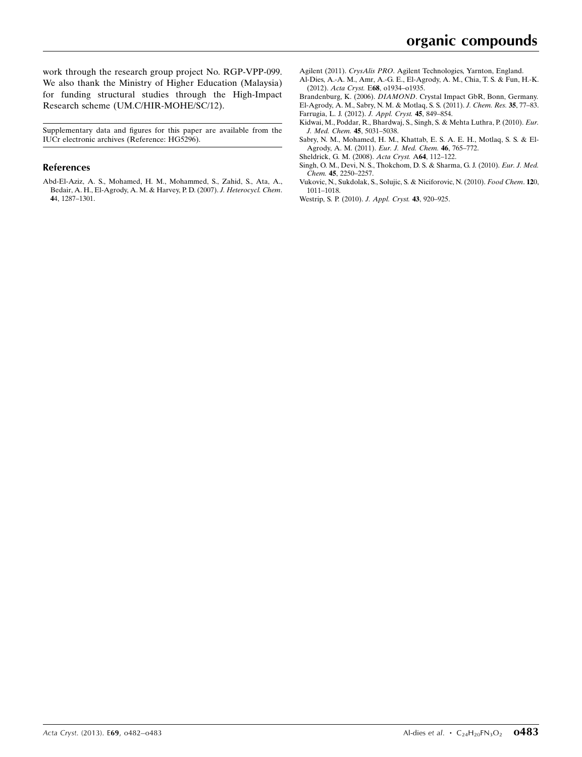work through the research group project No. RGP-VPP-099. We also thank the Ministry of Higher Education (Malaysia) for funding structural studies through the High-Impact Research scheme (UM.C/HIR-MOHE/SC/12).

Supplementary data and figures for this paper are available from the IUCr electronic archives (Reference: HG5296).

## References

Abd-El-Aziz, A. S., Mohamed, H. M., Mohammed, S., Zahid, S., Ata, A., Bedair, A. H., El-Agrody, A. M. & Harvey, P. D. (2007). *J. Heterocycl. Chem.* **4**4, 1287–1301.

Agilent (2011). *CrysAlis PRO*. Agilent Technologies, Yarnton, England.

Al-Dies, A.-A. M., Amr, A.-G. E., El-Agrody, A. M., Chia, T. S. & Fun, H.-K. (2012). *Acta Cryst.* E**68**, o1934–o1935.

Brandenburg, K. (2006). *DIAMOND*. Crystal Impact GbR, Bonn, Germany.

El-Agrody, A. M., Sabry, N. M. & Motlaq, S. S. (2011). *J. Chem. Res.* **35**, 77–83.

Farrugia, L. J. (2012). *J. Appl. Cryst.* **45**, 849–854.

Kidwai, M., Poddar, R., Bhardwaj, S., Singh, S. & Mehta Luthra, P. (2010). *Eur. J. Med. Chem.* **45**, 5031–5038.

Sabry, N. M., Mohamed, H. M., Khattab, E. S. A. E. H., Motlaq, S. S. & El-Agrody, A. M. (2011). *Eur. J. Med. Chem.* **46**, 765–772.

Sheldrick, G. M. (2008). *Acta Cryst.* A**64**, 112–122.

Singh, O. M., Devi, N. S., Thokchom, D. S. & Sharma, G. J. (2010). *Eur. J. Med. Chem.* **45**, 2250–2257.

Vukovic, N., Sukdolak, S., Solujic, S. & Niciforovic, N. (2010). *Food Chem.* **12**0, 1011–1018.

Westrip, S. P. (2010). *J. Appl. Cryst.* **43**, 920–925.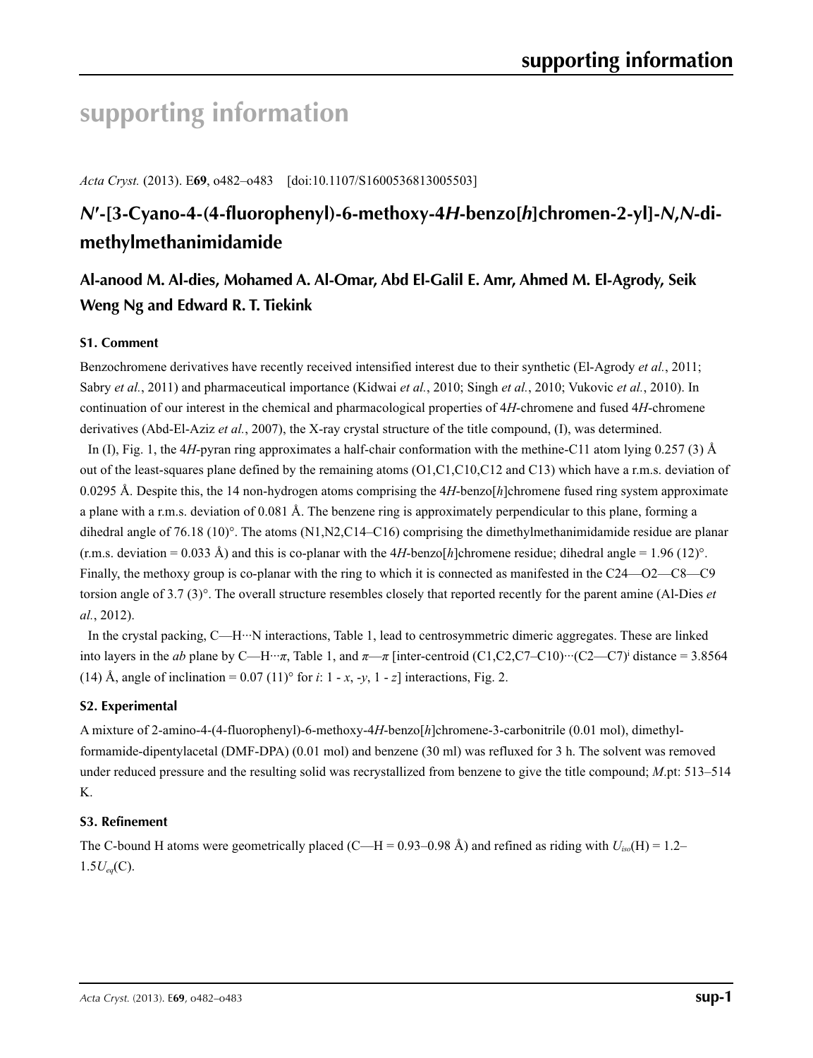# supporting information

*Acta Cryst.* (2013). E**69**, o482–o483 [doi:10.1107/S1600536813005503]

## *N*′-[3-Cyano-4-(4-fluorophenyl)-6-methoxy-4*H*-benzo[*h*]chromen-2-yl]-*N*,*N*-dimethylmethanimidamide

### Al-anood M. Al-dies, Mohamed A. Al-Omar, Abd El-Galil E. Amr, Ahmed M. El-Agrody, Seik Weng Ng and Edward R. T. Tiekink

### S1. Comment

Benzochromene derivatives have recently received intensified interest due to their synthetic (El-Agrody *et al.*, 2011; Sabry *et al.*, 2011) and pharmaceutical importance (Kidwai *et al.*, 2010; Singh *et al.*, 2010; Vukovic *et al.*, 2010). In continuation of our interest in the chemical and pharmacological properties of 4*H*-chromene and fused 4*H*-chromene derivatives (Abd-El-Aziz *et al.*, 2007), the X-ray crystal structure of the title compound, (I), was determined.

In (I), Fig. 1, the 4*H*-pyran ring approximates a half-chair conformation with the methine-C11 atom lying 0.257 (3) Å out of the least-squares plane defined by the remaining atoms (O1,C1,C10,C12 and C13) which have a r.m.s. deviation of 0.0295 Å. Despite this, the 14 non-hydrogen atoms comprising the 4*H*-benzo[*h*]chromene fused ring system approximate a plane with a r.m.s. deviation of 0.081 Å. The benzene ring is approximately perpendicular to this plane, forming a dihedral angle of 76.18 (10)°. The atoms (N1,N2,C14–C16) comprising the dimethylmethanimidamide residue are planar (r.m.s. deviation = 0.033 Å) and this is co-planar with the 4*H*-benzo[*h*]chromene residue; dihedral angle = 1.96 (12)°. Finally, the methoxy group is co-planar with the ring to which it is connected as manifested in the C24—O2—C8—C9 torsion angle of 3.7 (3)°. The overall structure resembles closely that reported recently for the parent amine (Al-Dies *et al.*, 2012).

In the crystal packing, C—H···N interactions, Table 1, lead to centrosymmetric dimeric aggregates. These are linked into layers in the *ab* plane by C—H···*π*, Table 1, and *π*—*π* [inter-centroid (C1,C2,C7–C10)···(C2—C7)[i] distance = 3.8564 (14) Å, angle of inclination = 0.07 (11)° for *i*: 1 - *x*, -*y*, 1 - *z*] interactions, Fig. 2.

### S2. Experimental

A mixture of 2-amino-4-(4-fluorophenyl)-6-methoxy-4*H*-benzo[*h*]chromene-3-carbonitrile (0.01 mol), dimethylformamide-dipentylacetal (DMF-DPA) (0.01 mol) and benzene (30 ml) was refluxed for 3 h. The solvent was removed under reduced pressure and the resulting solid was recrystallized from benzene to give the title compound; *M*.pt: 513–514 K.

### S3. Refinement

The C-bound H atoms were geometrically placed (C—H = 0.93–0.98 Å) and refined as riding with $U_{iso}$(H) = 1.2–1.5$U_{eq}$(C).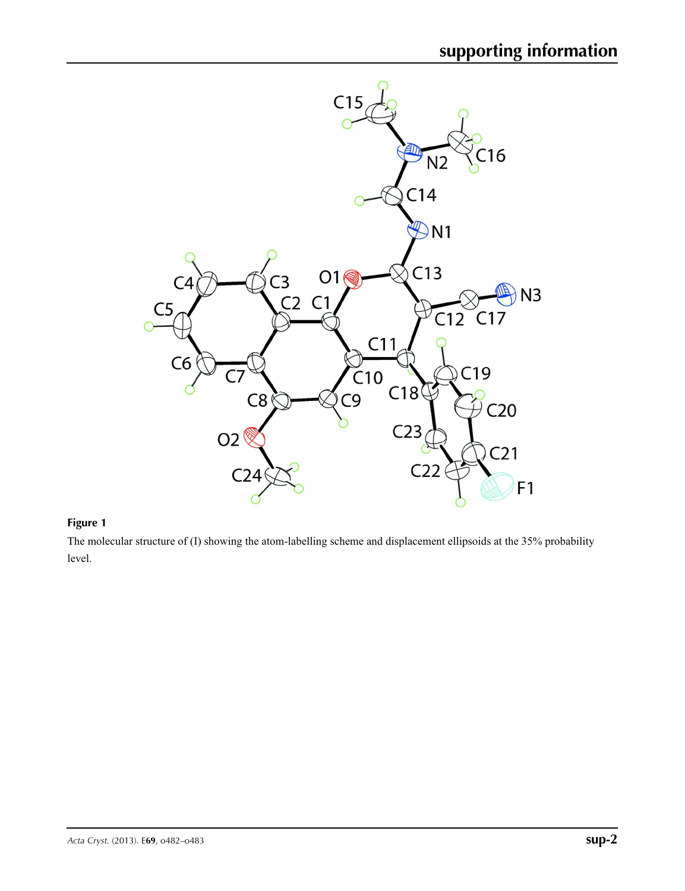**Figure 1**

The molecular structure of (I) showing the atom-labelling scheme and displacement ellipsoids at the 35% probability level.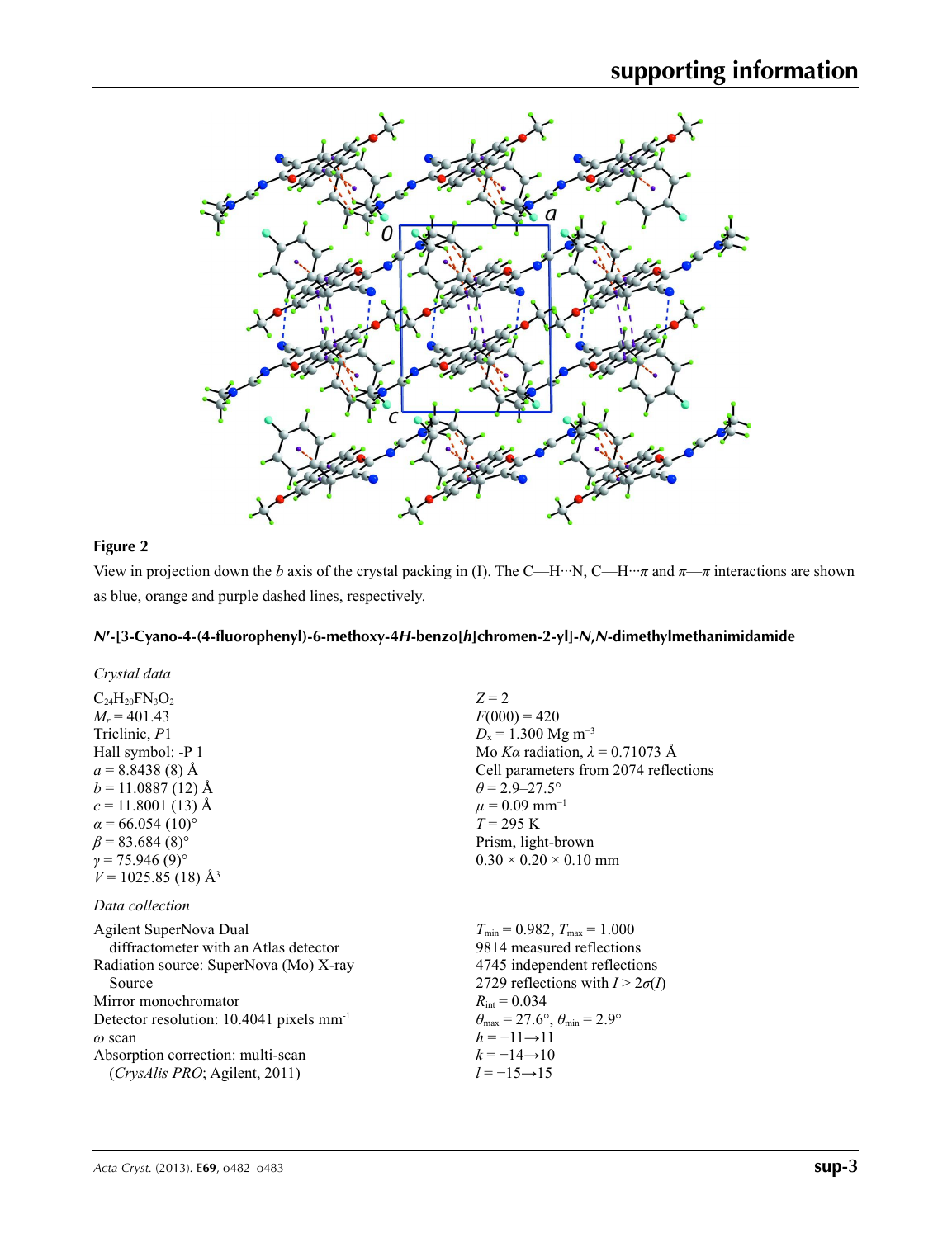**Figure 2**

View in projection down the *b* axis of the crystal packing in (I). The C—H···N, C—H···$\pi$ and $\pi$—$\pi$ interactions are shown as blue, orange and purple dashed lines, respectively.

## *N′*-[3-Cyano-4-(4-fluorophenyl)-6-methoxy-4*H*-benzo[*h*]chromen-2-yl]-*N*,*N*-dimethylmethanimidamide

### *Crystal data*

$C_{24}H_{20}FN_3O_2$
$M_r = 401.43$
Triclinic, $P\overline{1}$
Hall symbol: -P 1
$a = 8.8438$ (8) Å
$b = 11.0887$ (12) Å
$c = 11.8001$ (13) Å
$\alpha = 66.054$ (10)°
$\beta = 83.684$ (8)°
$\gamma = 75.946$ (9)°
$V = 1025.85$ (18) Å$^3$
$Z = 2$
$F(000) = 420$
$D_x = 1.300$ Mg m$^{-3}$
Mo $K\alpha$ radiation, $\lambda = 0.71073$ Å
Cell parameters from 2074 reflections
$\theta = 2.9$–$27.5$°
$\mu = 0.09$ mm$^{-1}$
$T = 295$ K
Prism, light-brown
0.30 × 0.20 × 0.10 mm

### *Data collection*

Agilent SuperNova Dual diffractometer with an Atlas detector
Radiation source: SuperNova (Mo) X-ray Source
Mirror monochromator
Detector resolution: 10.4041 pixels mm$^{-1}$
$\omega$ scan
Absorption correction: multi-scan (*CrysAlis PRO*; Agilent, 2011)
$T_{min} = 0.982$, $T_{max} = 1.000$
9814 measured reflections
4745 independent reflections
2729 reflections with $I > 2\sigma(I)$
$R_{int} = 0.034$
$\theta_{max} = 27.6$°, $\theta_{min} = 2.9$°
$h = -11 \rightarrow 11$
$k = -14 \rightarrow 10$
$l = -15 \rightarrow 15$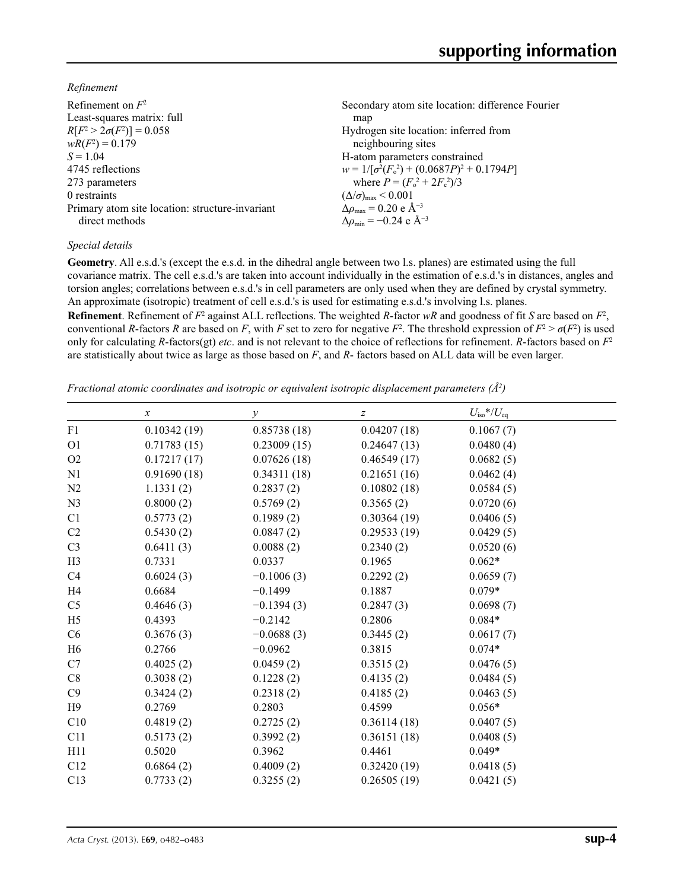*Refinement*

Refinement on $F^2$
Least-squares matrix: full
$R[F^2 > 2\sigma(F^2)] = 0.058$
$wR(F^2) = 0.179$
$S = 1.04$
4745 reflections
273 parameters
0 restraints
Primary atom site location: structure-invariant direct methods

Secondary atom site location: difference Fourier map
Hydrogen site location: inferred from neighbouring sites
H-atom parameters constrained
$w = 1/[\sigma^2(F_o^2) + (0.0687P)^2 + 0.1794P]$ where $P = (F_o^2 + 2F_c^2)/3$
$(\Delta/\sigma)_{max} < 0.001$
$\Delta\rho_{max} = 0.20$ e Å$^{-3}$
$\Delta\rho_{min} = -0.24$ e Å$^{-3}$

*Special details*

**Geometry**. All e.s.d.'s (except the e.s.d. in the dihedral angle between two l.s. planes) are estimated using the full covariance matrix. The cell e.s.d.'s are taken into account individually in the estimation of e.s.d.'s in distances, angles and torsion angles; correlations between e.s.d.'s in cell parameters are only used when they are defined by crystal symmetry. An approximate (isotropic) treatment of cell e.s.d.'s is used for estimating e.s.d.'s involving l.s. planes.

**Refinement**. Refinement of $F^2$ against ALL reflections. The weighted $R$-factor $wR$ and goodness of fit $S$ are based on $F^2$, conventional $R$-factors $R$ are based on $F$, with $F$ set to zero for negative $F^2$. The threshold expression of $F^2 > \sigma(F^2)$ is used only for calculating $R$-factors(gt) *etc*. and is not relevant to the choice of reflections for refinement. $R$-factors based on $F^2$ are statistically about twice as large as those based on $F$, and $R$- factors based on ALL data will be even larger.

*Fractional atomic coordinates and isotropic or equivalent isotropic displacement parameters (Å$^2$)*

| | $x$ | $y$ | $z$ | $U_{iso}$*/$U_{eq}$ |
|---|---|---|---|---|
| F1 | 0.10342 (19) | 0.85738 (18) | 0.04207 (18) | 0.1067 (7) |
| O1 | 0.71783 (15) | 0.23009 (15) | 0.24647 (13) | 0.0480 (4) |
| O2 | 0.17217 (17) | 0.07626 (18) | 0.46549 (17) | 0.0682 (5) |
| N1 | 0.91690 (18) | 0.34311 (18) | 0.21651 (16) | 0.0462 (4) |
| N2 | 1.1331 (2) | 0.2837 (2) | 0.10802 (18) | 0.0584 (5) |
| N3 | 0.8000 (2) | 0.5769 (2) | 0.3565 (2) | 0.0720 (6) |
| C1 | 0.5773 (2) | 0.1989 (2) | 0.30364 (19) | 0.0406 (5) |
| C2 | 0.5430 (2) | 0.0847 (2) | 0.29533 (19) | 0.0429 (5) |
| C3 | 0.6411 (3) | 0.0088 (2) | 0.2340 (2) | 0.0520 (6) |
| H3 | 0.7331 | 0.0337 | 0.1965 | 0.062* |
| C4 | 0.6024 (3) | −0.1006 (3) | 0.2292 (2) | 0.0659 (7) |
| H4 | 0.6684 | −0.1499 | 0.1887 | 0.079* |
| C5 | 0.4646 (3) | −0.1394 (3) | 0.2847 (3) | 0.0698 (7) |
| H5 | 0.4393 | −0.2142 | 0.2806 | 0.084* |
| C6 | 0.3676 (3) | −0.0688 (3) | 0.3445 (2) | 0.0617 (7) |
| H6 | 0.2766 | −0.0962 | 0.3815 | 0.074* |
| C7 | 0.4025 (2) | 0.0459 (2) | 0.3515 (2) | 0.0476 (5) |
| C8 | 0.3038 (2) | 0.1228 (2) | 0.4135 (2) | 0.0484 (5) |
| C9 | 0.3424 (2) | 0.2318 (2) | 0.4185 (2) | 0.0463 (5) |
| H9 | 0.2769 | 0.2803 | 0.4599 | 0.056* |
| C10 | 0.4819 (2) | 0.2725 (2) | 0.36114 (18) | 0.0407 (5) |
| C11 | 0.5173 (2) | 0.3992 (2) | 0.36151 (18) | 0.0408 (5) |
| H11 | 0.5020 | 0.3962 | 0.4461 | 0.049* |
| C12 | 0.6864 (2) | 0.4009 (2) | 0.32420 (19) | 0.0418 (5) |
| C13 | 0.7733 (2) | 0.3255 (2) | 0.26505 (19) | 0.0421 (5) |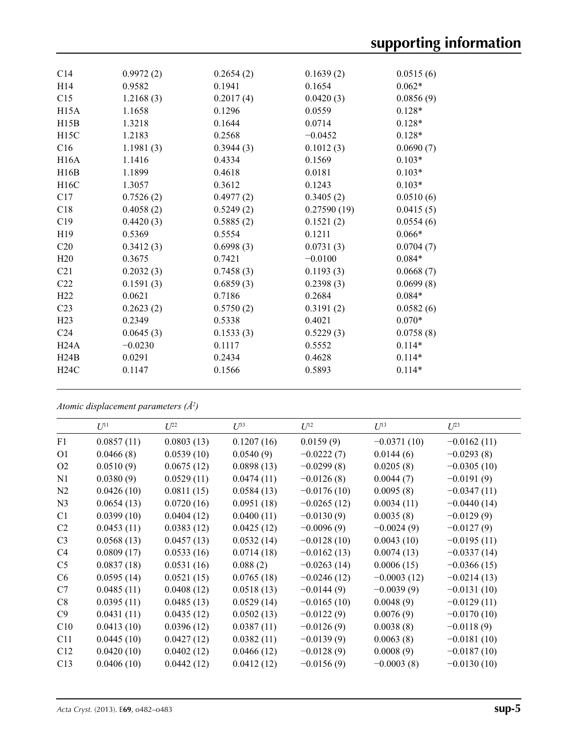| | | | | |
|---|---|---|---|---|
| C14 | 0.9972 (2) | 0.2654 (2) | 0.1639 (2) | 0.0515 (6) |
| H14 | 0.9582 | 0.1941 | 0.1654 | 0.062* |
| C15 | 1.2168 (3) | 0.2017 (4) | 0.0420 (3) | 0.0856 (9) |
| H15A | 1.1658 | 0.1296 | 0.0559 | 0.128* |
| H15B | 1.3218 | 0.1644 | 0.0714 | 0.128* |
| H15C | 1.2183 | 0.2568 | −0.0452 | 0.128* |
| C16 | 1.1981 (3) | 0.3944 (3) | 0.1012 (3) | 0.0690 (7) |
| H16A | 1.1416 | 0.4334 | 0.1569 | 0.103* |
| H16B | 1.1899 | 0.4618 | 0.0181 | 0.103* |
| H16C | 1.3057 | 0.3612 | 0.1243 | 0.103* |
| C17 | 0.7526 (2) | 0.4977 (2) | 0.3405 (2) | 0.0510 (6) |
| C18 | 0.4058 (2) | 0.5249 (2) | 0.27590 (19) | 0.0415 (5) |
| C19 | 0.4420 (3) | 0.5885 (2) | 0.1521 (2) | 0.0554 (6) |
| H19 | 0.5369 | 0.5554 | 0.1211 | 0.066* |
| C20 | 0.3412 (3) | 0.6998 (3) | 0.0731 (3) | 0.0704 (7) |
| H20 | 0.3675 | 0.7421 | −0.0100 | 0.084* |
| C21 | 0.2032 (3) | 0.7458 (3) | 0.1193 (3) | 0.0668 (7) |
| C22 | 0.1591 (3) | 0.6859 (3) | 0.2398 (3) | 0.0699 (8) |
| H22 | 0.0621 | 0.7186 | 0.2684 | 0.084* |
| C23 | 0.2623 (2) | 0.5750 (2) | 0.3191 (2) | 0.0582 (6) |
| H23 | 0.2349 | 0.5338 | 0.4021 | 0.070* |
| C24 | 0.0645 (3) | 0.1533 (3) | 0.5229 (3) | 0.0758 (8) |
| H24A | −0.0230 | 0.1117 | 0.5552 | 0.114* |
| H24B | 0.0291 | 0.2434 | 0.4628 | 0.114* |
| H24C | 0.1147 | 0.1566 | 0.5893 | 0.114* |

*Atomic displacement parameters (Å²)*

| | $U^{11}$ | $U^{22}$ | $U^{33}$ | $U^{12}$ | $U^{13}$ | $U^{23}$ |
|---|---|---|---|---|---|---|
| F1 | 0.0857 (11) | 0.0803 (13) | 0.1207 (16) | 0.0159 (9) | −0.0371 (10) | −0.0162 (11) |
| O1 | 0.0466 (8) | 0.0539 (10) | 0.0540 (9) | −0.0222 (7) | 0.0144 (6) | −0.0293 (8) |
| O2 | 0.0510 (9) | 0.0675 (12) | 0.0898 (13) | −0.0299 (8) | 0.0205 (8) | −0.0305 (10) |
| N1 | 0.0380 (9) | 0.0529 (11) | 0.0474 (11) | −0.0126 (8) | 0.0044 (7) | −0.0191 (9) |
| N2 | 0.0426 (10) | 0.0811 (15) | 0.0584 (13) | −0.0176 (10) | 0.0095 (8) | −0.0347 (11) |
| N3 | 0.0654 (13) | 0.0720 (16) | 0.0951 (18) | −0.0265 (12) | 0.0034 (11) | −0.0440 (14) |
| C1 | 0.0399 (10) | 0.0404 (12) | 0.0400 (11) | −0.0130 (9) | 0.0035 (8) | −0.0129 (9) |
| C2 | 0.0453 (11) | 0.0383 (12) | 0.0425 (12) | −0.0096 (9) | −0.0024 (9) | −0.0127 (9) |
| C3 | 0.0568 (13) | 0.0457 (13) | 0.0532 (14) | −0.0128 (10) | 0.0043 (10) | −0.0195 (11) |
| C4 | 0.0809 (17) | 0.0533 (16) | 0.0714 (18) | −0.0162 (13) | 0.0074 (13) | −0.0337 (14) |
| C5 | 0.0837 (18) | 0.0531 (16) | 0.088 (2) | −0.0263 (14) | 0.0006 (15) | −0.0366 (15) |
| C6 | 0.0595 (14) | 0.0521 (15) | 0.0765 (18) | −0.0246 (12) | −0.0003 (12) | −0.0214 (13) |
| C7 | 0.0485 (11) | 0.0408 (12) | 0.0518 (13) | −0.0144 (9) | −0.0039 (9) | −0.0131 (10) |
| C8 | 0.0395 (11) | 0.0485 (13) | 0.0529 (14) | −0.0165 (10) | 0.0048 (9) | −0.0129 (11) |
| C9 | 0.0431 (11) | 0.0435 (12) | 0.0502 (13) | −0.0122 (9) | 0.0076 (9) | −0.0170 (10) |
| C10 | 0.0413 (10) | 0.0396 (12) | 0.0387 (11) | −0.0126 (9) | 0.0038 (8) | −0.0118 (9) |
| C11 | 0.0445 (10) | 0.0427 (12) | 0.0382 (11) | −0.0139 (9) | 0.0063 (8) | −0.0181 (10) |
| C12 | 0.0420 (10) | 0.0402 (12) | 0.0466 (12) | −0.0128 (9) | 0.0008 (9) | −0.0187 (10) |
| C13 | 0.0406 (10) | 0.0442 (12) | 0.0412 (12) | −0.0156 (9) | −0.0003 (8) | −0.0130 (10) |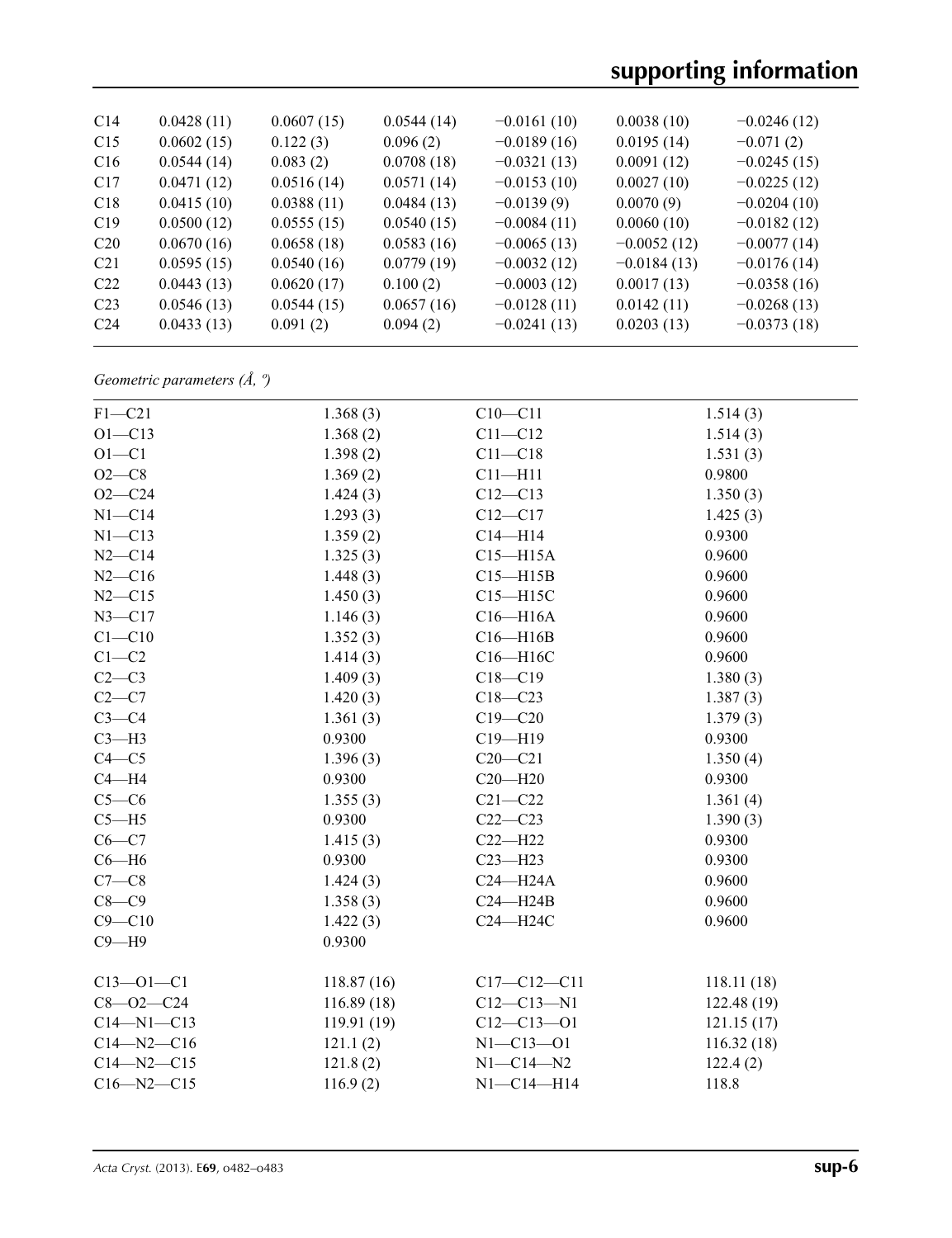| | | | | | | |
|---|---|---|---|---|---|---|
| C14 | 0.0428 (11) | 0.0607 (15) | 0.0544 (14) | −0.0161 (10) | 0.0038 (10) | −0.0246 (12) |
| C15 | 0.0602 (15) | 0.122 (3) | 0.096 (2) | −0.0189 (16) | 0.0195 (14) | −0.071 (2) |
| C16 | 0.0544 (14) | 0.083 (2) | 0.0708 (18) | −0.0321 (13) | 0.0091 (12) | −0.0245 (15) |
| C17 | 0.0471 (12) | 0.0516 (14) | 0.0571 (14) | −0.0153 (10) | 0.0027 (10) | −0.0225 (12) |
| C18 | 0.0415 (10) | 0.0388 (11) | 0.0484 (13) | −0.0139 (9) | 0.0070 (9) | −0.0204 (10) |
| C19 | 0.0500 (12) | 0.0555 (15) | 0.0540 (15) | −0.0084 (11) | 0.0060 (10) | −0.0182 (12) |
| C20 | 0.0670 (16) | 0.0658 (18) | 0.0583 (16) | −0.0065 (13) | −0.0052 (12) | −0.0077 (14) |
| C21 | 0.0595 (15) | 0.0540 (16) | 0.0779 (19) | −0.0032 (12) | −0.0184 (13) | −0.0176 (14) |
| C22 | 0.0443 (13) | 0.0620 (17) | 0.100 (2) | −0.0003 (12) | 0.0017 (13) | −0.0358 (16) |
| C23 | 0.0546 (13) | 0.0544 (15) | 0.0657 (16) | −0.0128 (11) | 0.0142 (11) | −0.0268 (13) |
| C24 | 0.0433 (13) | 0.091 (2) | 0.094 (2) | −0.0241 (13) | 0.0203 (13) | −0.0373 (18) |

*Geometric parameters (Å, º)*

| | | | |
|---|---|---|---|
| F1—C21 | 1.368 (3) | C10—C11 | 1.514 (3) |
| O1—C13 | 1.368 (2) | C11—C12 | 1.514 (3) |
| O1—C1 | 1.398 (2) | C11—C18 | 1.531 (3) |
| O2—C8 | 1.369 (2) | C11—H11 | 0.9800 |
| O2—C24 | 1.424 (3) | C12—C13 | 1.350 (3) |
| N1—C14 | 1.293 (3) | C12—C17 | 1.425 (3) |
| N1—C13 | 1.359 (2) | C14—H14 | 0.9300 |
| N2—C14 | 1.325 (3) | C15—H15A | 0.9600 |
| N2—C16 | 1.448 (3) | C15—H15B | 0.9600 |
| N2—C15 | 1.450 (3) | C15—H15C | 0.9600 |
| N3—C17 | 1.146 (3) | C16—H16A | 0.9600 |
| C1—C10 | 1.352 (3) | C16—H16B | 0.9600 |
| C1—C2 | 1.414 (3) | C16—H16C | 0.9600 |
| C2—C3 | 1.409 (3) | C18—C19 | 1.380 (3) |
| C2—C7 | 1.420 (3) | C18—C23 | 1.387 (3) |
| C3—C4 | 1.361 (3) | C19—C20 | 1.379 (3) |
| C3—H3 | 0.9300 | C19—H19 | 0.9300 |
| C4—C5 | 1.396 (3) | C20—C21 | 1.350 (4) |
| C4—H4 | 0.9300 | C20—H20 | 0.9300 |
| C5—C6 | 1.355 (3) | C21—C22 | 1.361 (4) |
| C5—H5 | 0.9300 | C22—C23 | 1.390 (3) |
| C6—C7 | 1.415 (3) | C22—H22 | 0.9300 |
| C6—H6 | 0.9300 | C23—H23 | 0.9300 |
| C7—C8 | 1.424 (3) | C24—H24A | 0.9600 |
| C8—C9 | 1.358 (3) | C24—H24B | 0.9600 |
| C9—C10 | 1.422 (3) | C24—H24C | 0.9600 |
| C9—H9 | 0.9300 | | |
| | | | |
| C13—O1—C1 | 118.87 (16) | C17—C12—C11 | 118.11 (18) |
| C8—O2—C24 | 116.89 (18) | C12—C13—N1 | 122.48 (19) |
| C14—N1—C13 | 119.91 (19) | C12—C13—O1 | 121.15 (17) |
| C14—N2—C16 | 121.1 (2) | N1—C13—O1 | 116.32 (18) |
| C14—N2—C15 | 121.8 (2) | N1—C14—N2 | 122.4 (2) |
| C16—N2—C15 | 116.9 (2) | N1—C14—H14 | 118.8 |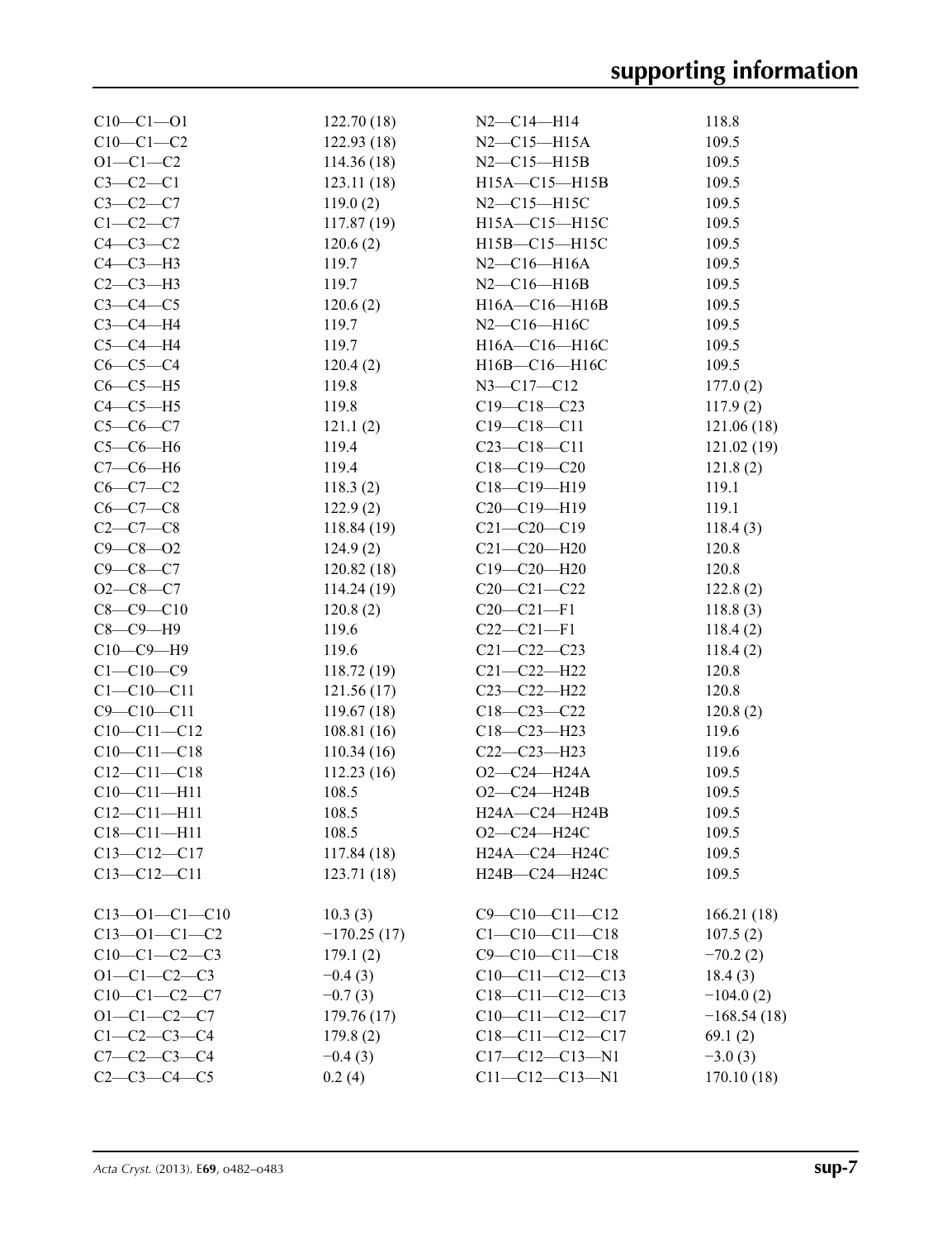| | | | |
|---|---|---|---|
| C10—C1—O1 | 122.70 (18) | N2—C14—H14 | 118.8 |
| C10—C1—C2 | 122.93 (18) | N2—C15—H15A | 109.5 |
| O1—C1—C2 | 114.36 (18) | N2—C15—H15B | 109.5 |
| C3—C2—C1 | 123.11 (18) | H15A—C15—H15B | 109.5 |
| C3—C2—C7 | 119.0 (2) | N2—C15—H15C | 109.5 |
| C1—C2—C7 | 117.87 (19) | H15A—C15—H15C | 109.5 |
| C4—C3—C2 | 120.6 (2) | H15B—C15—H15C | 109.5 |
| C4—C3—H3 | 119.7 | N2—C16—H16A | 109.5 |
| C2—C3—H3 | 119.7 | N2—C16—H16B | 109.5 |
| C3—C4—C5 | 120.6 (2) | H16A—C16—H16B | 109.5 |
| C3—C4—H4 | 119.7 | N2—C16—H16C | 109.5 |
| C5—C4—H4 | 119.7 | H16A—C16—H16C | 109.5 |
| C6—C5—C4 | 120.4 (2) | H16B—C16—H16C | 109.5 |
| C6—C5—H5 | 119.8 | N3—C17—C12 | 177.0 (2) |
| C4—C5—H5 | 119.8 | C19—C18—C23 | 117.9 (2) |
| C5—C6—C7 | 121.1 (2) | C19—C18—C11 | 121.06 (18) |
| C5—C6—H6 | 119.4 | C23—C18—C11 | 121.02 (19) |
| C7—C6—H6 | 119.4 | C18—C19—C20 | 121.8 (2) |
| C6—C7—C2 | 118.3 (2) | C18—C19—H19 | 119.1 |
| C6—C7—C8 | 122.9 (2) | C20—C19—H19 | 119.1 |
| C2—C7—C8 | 118.84 (19) | C21—C20—C19 | 118.4 (3) |
| C9—C8—O2 | 124.9 (2) | C21—C20—H20 | 120.8 |
| C9—C8—C7 | 120.82 (18) | C19—C20—H20 | 120.8 |
| O2—C8—C7 | 114.24 (19) | C20—C21—C22 | 122.8 (2) |
| C8—C9—C10 | 120.8 (2) | C20—C21—F1 | 118.8 (3) |
| C8—C9—H9 | 119.6 | C22—C21—F1 | 118.4 (2) |
| C10—C9—H9 | 119.6 | C21—C22—C23 | 118.4 (2) |
| C1—C10—C9 | 118.72 (19) | C21—C22—H22 | 120.8 |
| C1—C10—C11 | 121.56 (17) | C23—C22—H22 | 120.8 |
| C9—C10—C11 | 119.67 (18) | C18—C23—C22 | 120.8 (2) |
| C10—C11—C12 | 108.81 (16) | C18—C23—H23 | 119.6 |
| C10—C11—C18 | 110.34 (16) | C22—C23—H23 | 119.6 |
| C12—C11—C18 | 112.23 (16) | O2—C24—H24A | 109.5 |
| C10—C11—H11 | 108.5 | O2—C24—H24B | 109.5 |
| C12—C11—H11 | 108.5 | H24A—C24—H24B | 109.5 |
| C18—C11—H11 | 108.5 | O2—C24—H24C | 109.5 |
| C13—C12—C17 | 117.84 (18) | H24A—C24—H24C | 109.5 |
| C13—C12—C11 | 123.71 (18) | H24B—C24—H24C | 109.5 |

| | | | |
|---|---|---|---|
| C13—O1—C1—C10 | 10.3 (3) | C9—C10—C11—C12 | 166.21 (18) |
| C13—O1—C1—C2 | −170.25 (17) | C1—C10—C11—C18 | 107.5 (2) |
| C10—C1—C2—C3 | 179.1 (2) | C9—C10—C11—C18 | −70.2 (2) |
| O1—C1—C2—C3 | −0.4 (3) | C10—C11—C12—C13 | 18.4 (3) |
| C10—C1—C2—C7 | −0.7 (3) | C18—C11—C12—C13 | −104.0 (2) |
| O1—C1—C2—C7 | 179.76 (17) | C10—C11—C12—C17 | −168.54 (18) |
| C1—C2—C3—C4 | 179.8 (2) | C18—C11—C12—C17 | 69.1 (2) |
| C7—C2—C3—C4 | −0.4 (3) | C17—C12—C13—N1 | −3.0 (3) |
| C2—C3—C4—C5 | 0.2 (4) | C11—C12—C13—N1 | 170.10 (18) |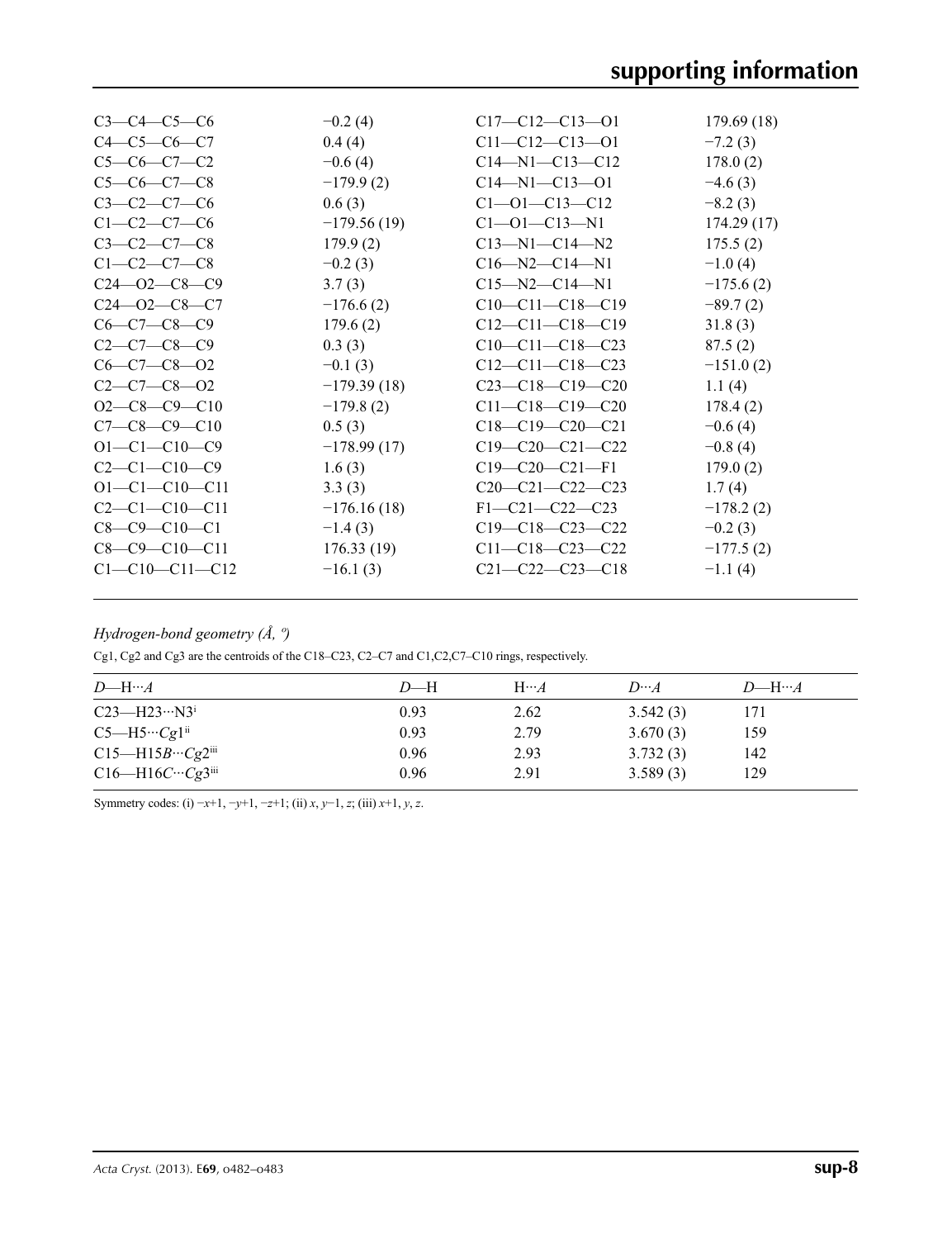| | | | |
|---|---|---|---|
| C3—C4—C5—C6 | −0.2 (4) | C17—C12—C13—O1 | 179.69 (18) |
| C4—C5—C6—C7 | 0.4 (4) | C11—C12—C13—O1 | −7.2 (3) |
| C5—C6—C7—C2 | −0.6 (4) | C14—N1—C13—C12 | 178.0 (2) |
| C5—C6—C7—C8 | −179.9 (2) | C14—N1—C13—O1 | −4.6 (3) |
| C3—C2—C7—C6 | 0.6 (3) | C1—O1—C13—C12 | −8.2 (3) |
| C1—C2—C7—C6 | −179.56 (19) | C1—O1—C13—N1 | 174.29 (17) |
| C3—C2—C7—C8 | 179.9 (2) | C13—N1—C14—N2 | 175.5 (2) |
| C1—C2—C7—C8 | −0.2 (3) | C16—N2—C14—N1 | −1.0 (4) |
| C24—O2—C8—C9 | 3.7 (3) | C15—N2—C14—N1 | −175.6 (2) |
| C24—O2—C8—C7 | −176.6 (2) | C10—C11—C18—C19 | −89.7 (2) |
| C6—C7—C8—C9 | 179.6 (2) | C12—C11—C18—C19 | 31.8 (3) |
| C2—C7—C8—C9 | 0.3 (3) | C10—C11—C18—C23 | 87.5 (2) |
| C6—C7—C8—O2 | −0.1 (3) | C12—C11—C18—C23 | −151.0 (2) |
| C2—C7—C8—O2 | −179.39 (18) | C23—C18—C19—C20 | 1.1 (4) |
| O2—C8—C9—C10 | −179.8 (2) | C11—C18—C19—C20 | 178.4 (2) |
| C7—C8—C9—C10 | 0.5 (3) | C18—C19—C20—C21 | −0.6 (4) |
| O1—C1—C10—C9 | −178.99 (17) | C19—C20—C21—C22 | −0.8 (4) |
| C2—C1—C10—C9 | 1.6 (3) | C19—C20—C21—F1 | 179.0 (2) |
| O1—C1—C10—C11 | 3.3 (3) | C20—C21—C22—C23 | 1.7 (4) |
| C2—C1—C10—C11 | −176.16 (18) | F1—C21—C22—C23 | −178.2 (2) |
| C8—C9—C10—C1 | −1.4 (3) | C19—C18—C23—C22 | −0.2 (3) |
| C8—C9—C10—C11 | 176.33 (19) | C11—C18—C23—C22 | −177.5 (2) |
| C1—C10—C11—C12 | −16.1 (3) | C21—C22—C23—C18 | −1.1 (4) |

*Hydrogen-bond geometry (Å, º)*

Cg1, Cg2 and Cg3 are the centroids of the C18–C23, C2–C7 and C1,C2,C7–C10 rings, respectively.

| *D*—H···*A* | *D*—H | H···*A* | *D*···*A* | *D*—H···*A* |
|---|---|---|---|---|
| C23—H23···N3[i] | 0.93 | 2.62 | 3.542 (3) | 171 |
| C5—H5···*Cg*1[ii] | 0.93 | 2.79 | 3.670 (3) | 159 |
| C15—H15*B*···*Cg*2[iii] | 0.96 | 2.93 | 3.732 (3) | 142 |
| C16—H16*C*···*Cg*3[iii] | 0.96 | 2.91 | 3.589 (3) | 129 |

Symmetry codes: (i) $-x+1, -y+1, -z+1$; (ii) $x, y-1, z$; (iii) $x+1, y, z$.